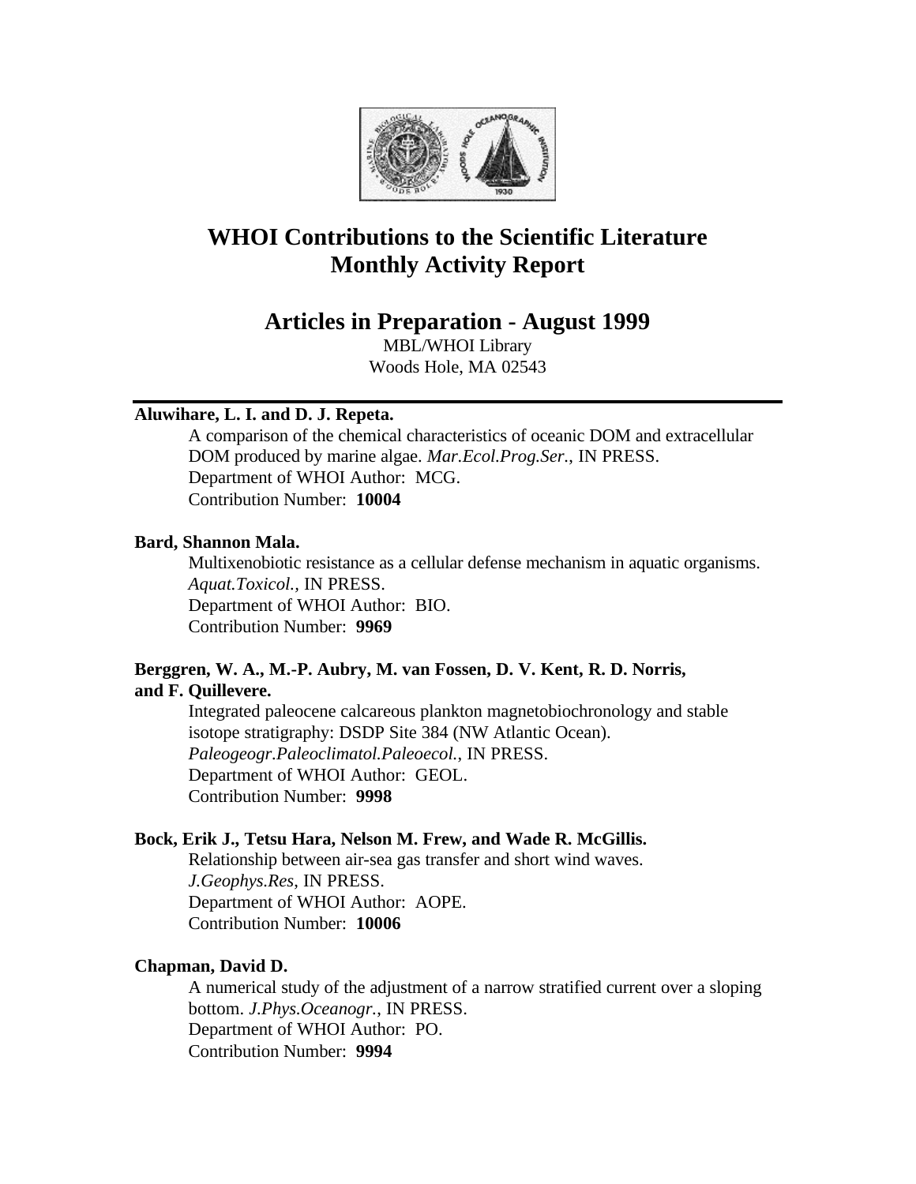# WHOI Contributions to the Scientific Literature
# Monthly Activity Report

## Articles in Preparation - August 1999

MBL/WHOI Library
Woods Hole, MA 02543

---

**Aluwihare, L. I. and D. J. Repeta.**
A comparison of the chemical characteristics of oceanic DOM and extracellular DOM produced by marine algae. *Mar.Ecol.Prog.Ser.*, IN PRESS.
Department of WHOI Author: MCG.
Contribution Number: **10004**

**Bard, Shannon Mala.**
Multixenobiotic resistance as a cellular defense mechanism in aquatic organisms. *Aquat.Toxicol.*, IN PRESS.
Department of WHOI Author: BIO.
Contribution Number: **9969**

**Berggren, W. A., M.-P. Aubry, M. van Fossen, D. V. Kent, R. D. Norris, and F. Quillevere.**
Integrated paleocene calcareous plankton magnetobiochronology and stable isotope stratigraphy: DSDP Site 384 (NW Atlantic Ocean). *Paleogeogr.Paleoclimatol.Paleoecol.*, IN PRESS.
Department of WHOI Author: GEOL.
Contribution Number: **9998**

**Bock, Erik J., Tetsu Hara, Nelson M. Frew, and Wade R. McGillis.**
Relationship between air-sea gas transfer and short wind waves. *J.Geophys.Res*, IN PRESS.
Department of WHOI Author: AOPE.
Contribution Number: **10006**

**Chapman, David D.**
A numerical study of the adjustment of a narrow stratified current over a sloping bottom. *J.Phys.Oceanogr.*, IN PRESS.
Department of WHOI Author: PO.
Contribution Number: **9994**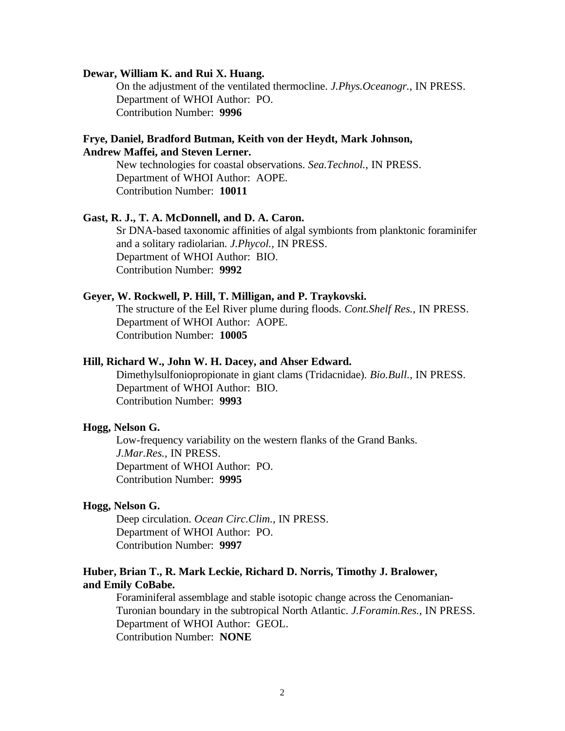**Dewar, William K. and Rui X. Huang.**

On the adjustment of the ventilated thermocline. *J.Phys.Oceanogr.*, IN PRESS.
Department of WHOI Author: PO.
Contribution Number: **9996**

**Frye, Daniel, Bradford Butman, Keith von der Heydt, Mark Johnson, Andrew Maffei, and Steven Lerner.**

New technologies for coastal observations. *Sea.Technol.*, IN PRESS.
Department of WHOI Author: AOPE.
Contribution Number: **10011**

**Gast, R. J., T. A. McDonnell, and D. A. Caron.**

Sr DNA-based taxonomic affinities of algal symbionts from planktonic foraminifer and a solitary radiolarian. *J.Phycol.*, IN PRESS.
Department of WHOI Author: BIO.
Contribution Number: **9992**

**Geyer, W. Rockwell, P. Hill, T. Milligan, and P. Traykovski.**

The structure of the Eel River plume during floods. *Cont.Shelf Res.*, IN PRESS.
Department of WHOI Author: AOPE.
Contribution Number: **10005**

**Hill, Richard W., John W. H. Dacey, and Ahser Edward.**

Dimethylsulfoniopropionate in giant clams (Tridacnidae). *Bio.Bull.*, IN PRESS.
Department of WHOI Author: BIO.
Contribution Number: **9993**

**Hogg, Nelson G.**

Low-frequency variability on the western flanks of the Grand Banks. *J.Mar.Res.*, IN PRESS.
Department of WHOI Author: PO.
Contribution Number: **9995**

**Hogg, Nelson G.**

Deep circulation. *Ocean Circ.Clim.*, IN PRESS.
Department of WHOI Author: PO.
Contribution Number: **9997**

**Huber, Brian T., R. Mark Leckie, Richard D. Norris, Timothy J. Bralower, and Emily CoBabe.**

Foraminiferal assemblage and stable isotopic change across the Cenomanian-Turonian boundary in the subtropical North Atlantic. *J.Foramin.Res.*, IN PRESS.
Department of WHOI Author: GEOL.
Contribution Number: **NONE**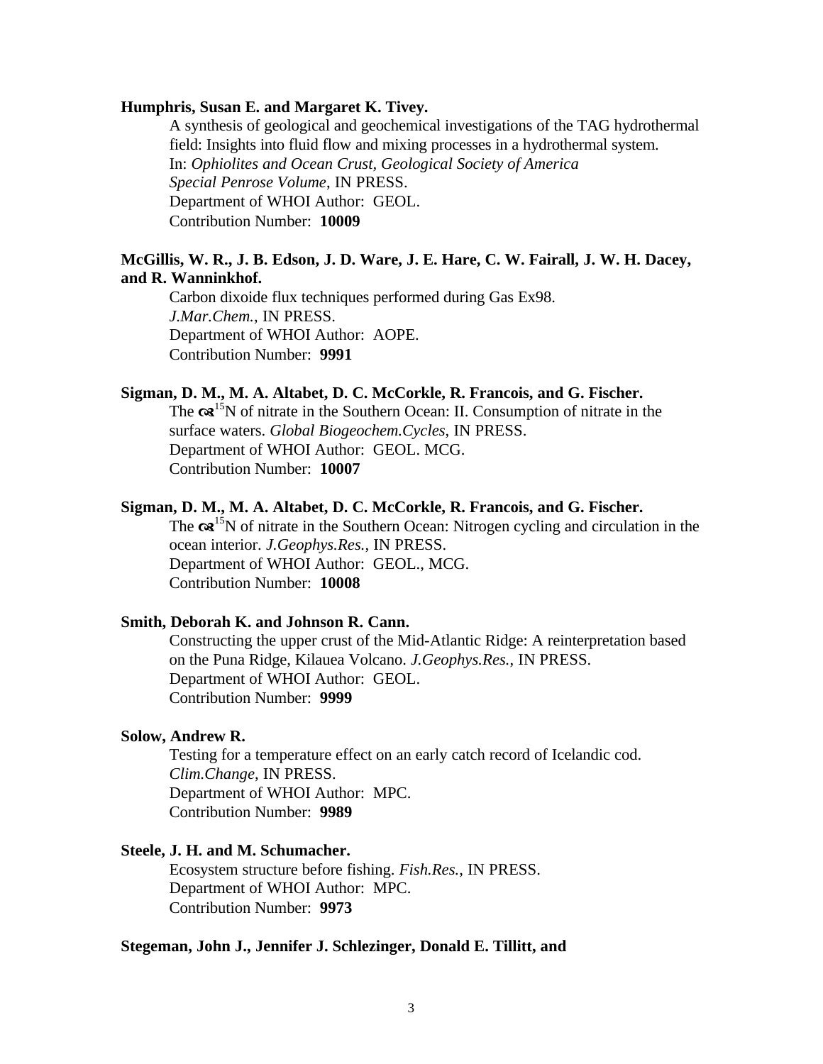**Humphris, Susan E. and Margaret K. Tivey.**

A synthesis of geological and geochemical investigations of the TAG hydrothermal field: Insights into fluid flow and mixing processes in a hydrothermal system. In: *Ophiolites and Ocean Crust, Geological Society of America Special Penrose Volume*, IN PRESS.
Department of WHOI Author: GEOL.
Contribution Number: **10009**

**McGillis, W. R., J. B. Edson, J. D. Ware, J. E. Hare, C. W. Fairall, J. W. H. Dacey, and R. Wanninkhof.**

Carbon dixoide flux techniques performed during Gas Ex98. *J.Mar.Chem.*, IN PRESS.
Department of WHOI Author: AOPE.
Contribution Number: **9991**

**Sigman, D. M., M. A. Altabet, D. C. McCorkle, R. Francois, and G. Fischer.**

The $\delta^{15}$N of nitrate in the Southern Ocean: II. Consumption of nitrate in the surface waters. *Global Biogeochem.Cycles*, IN PRESS.
Department of WHOI Author: GEOL. MCG.
Contribution Number: **10007**

**Sigman, D. M., M. A. Altabet, D. C. McCorkle, R. Francois, and G. Fischer.**

The $\delta^{15}$N of nitrate in the Southern Ocean: Nitrogen cycling and circulation in the ocean interior. *J.Geophys.Res.*, IN PRESS.
Department of WHOI Author: GEOL., MCG.
Contribution Number: **10008**

**Smith, Deborah K. and Johnson R. Cann.**

Constructing the upper crust of the Mid-Atlantic Ridge: A reinterpretation based on the Puna Ridge, Kilauea Volcano. *J.Geophys.Res.*, IN PRESS.
Department of WHOI Author: GEOL.
Contribution Number: **9999**

**Solow, Andrew R.**

Testing for a temperature effect on an early catch record of Icelandic cod. *Clim.Change*, IN PRESS.
Department of WHOI Author: MPC.
Contribution Number: **9989**

**Steele, J. H. and M. Schumacher.**

Ecosystem structure before fishing. *Fish.Res.*, IN PRESS.
Department of WHOI Author: MPC.
Contribution Number: **9973**

**Stegeman, John J., Jennifer J. Schlezinger, Donald E. Tillitt, and**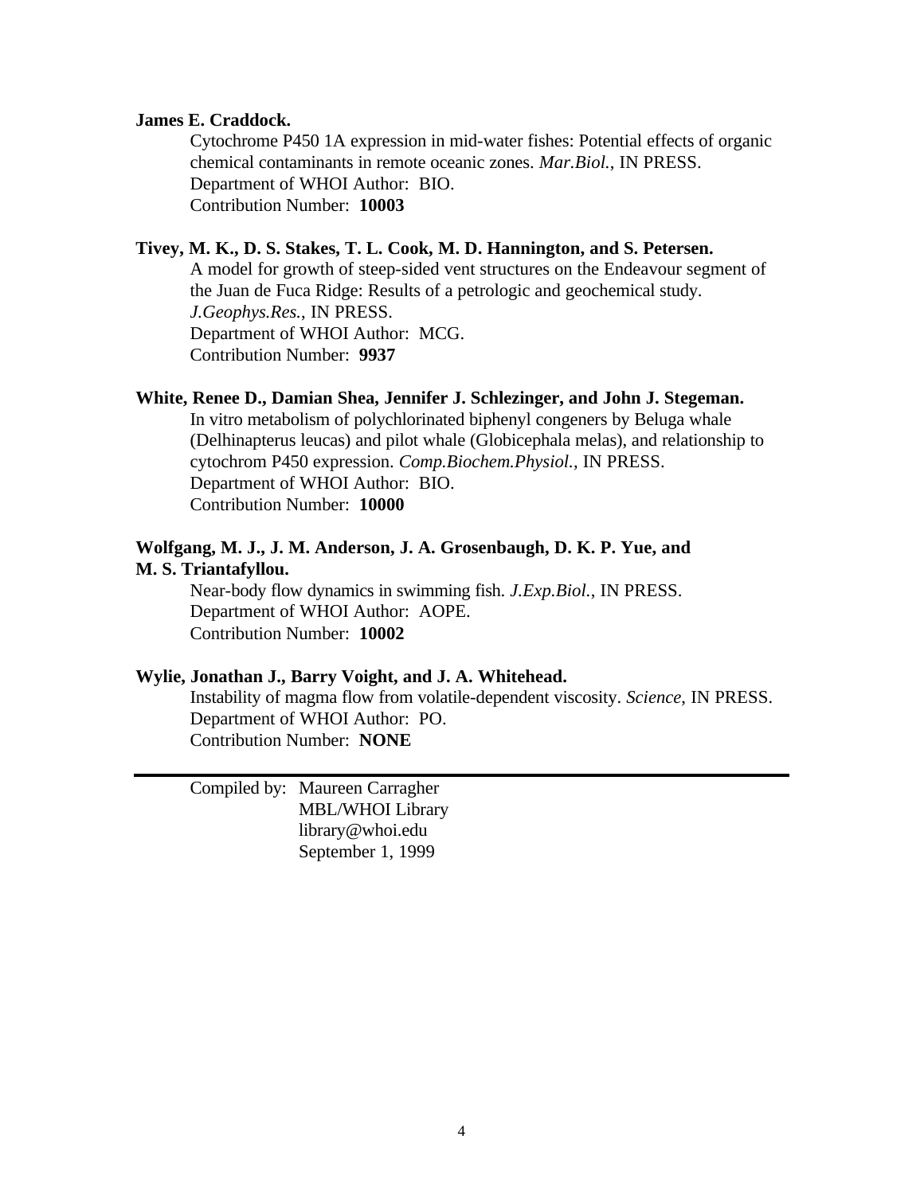**James E. Craddock.**

Cytochrome P450 1A expression in mid-water fishes: Potential effects of organic chemical contaminants in remote oceanic zones. *Mar.Biol.*, IN PRESS.
Department of WHOI Author: BIO.
Contribution Number: **10003**

**Tivey, M. K., D. S. Stakes, T. L. Cook, M. D. Hannington, and S. Petersen.**

A model for growth of steep-sided vent structures on the Endeavour segment of the Juan de Fuca Ridge: Results of a petrologic and geochemical study. *J.Geophys.Res.*, IN PRESS.
Department of WHOI Author: MCG.
Contribution Number: **9937**

**White, Renee D., Damian Shea, Jennifer J. Schlezinger, and John J. Stegeman.**

In vitro metabolism of polychlorinated biphenyl congeners by Beluga whale (Delhinapterus leucas) and pilot whale (Globicephala melas), and relationship to cytochrom P450 expression. *Comp.Biochem.Physiol.*, IN PRESS.
Department of WHOI Author: BIO.
Contribution Number: **10000**

**Wolfgang, M. J., J. M. Anderson, J. A. Grosenbaugh, D. K. P. Yue, and M. S. Triantafyllou.**

Near-body flow dynamics in swimming fish. *J.Exp.Biol.*, IN PRESS.
Department of WHOI Author: AOPE.
Contribution Number: **10002**

**Wylie, Jonathan J., Barry Voight, and J. A. Whitehead.**

Instability of magma flow from volatile-dependent viscosity. *Science*, IN PRESS.
Department of WHOI Author: PO.
Contribution Number: **NONE**

---

Compiled by: Maureen Carragher
MBL/WHOI Library
library@whoi.edu
September 1, 1999